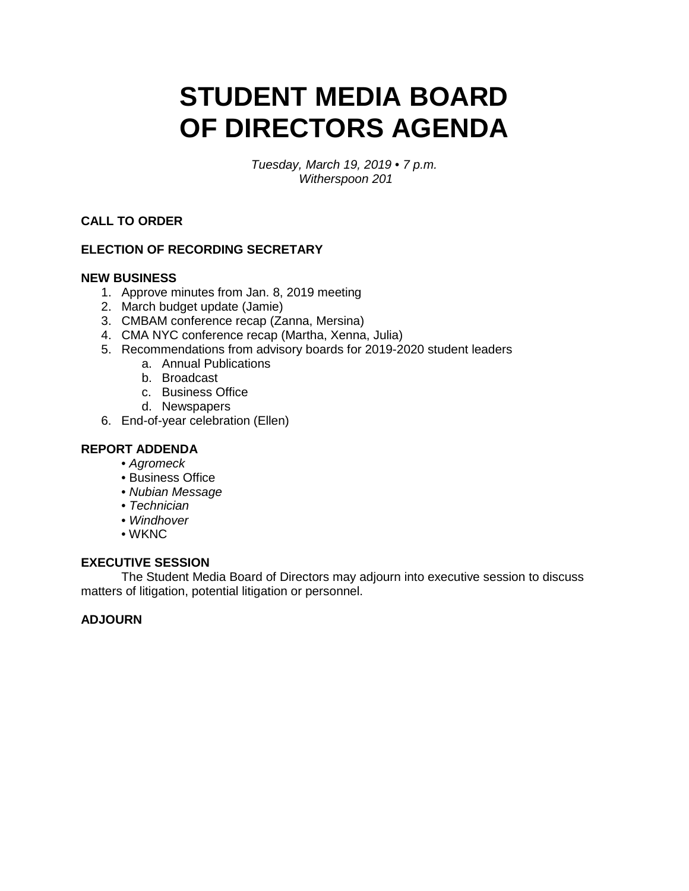# STUDENT MEDIA BOARD OF DIRECTORS AGENDA

*Tuesday, March 19, 2019 • 7 p.m.*
*Witherspoon 201*

**CALL TO ORDER**

**ELECTION OF RECORDING SECRETARY**

**NEW BUSINESS**

1. Approve minutes from Jan. 8, 2019 meeting
2. March budget update (Jamie)
3. CMBAM conference recap (Zanna, Mersina)
4. CMA NYC conference recap (Martha, Xenna, Julia)
5. Recommendations from advisory boards for 2019-2020 student leaders
   a. Annual Publications
   b. Broadcast
   c. Business Office
   d. Newspapers
6. End-of-year celebration (Ellen)

**REPORT ADDENDA**

- *Agromeck*
- Business Office
- *Nubian Message*
- *Technician*
- *Windhover*
- WKNC

**EXECUTIVE SESSION**

The Student Media Board of Directors may adjourn into executive session to discuss matters of litigation, potential litigation or personnel.

**ADJOURN**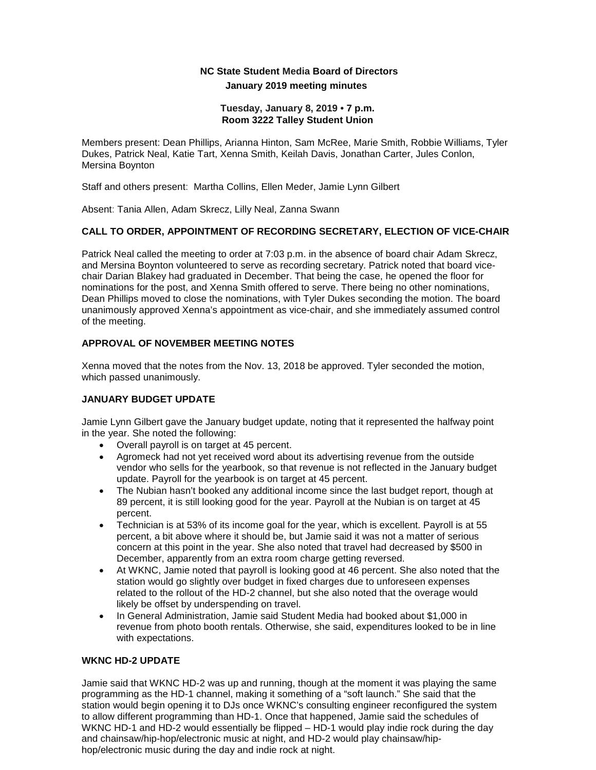# NC State Student Media Board of Directors
## January 2019 meeting minutes

**Tuesday, January 8, 2019 • 7 p.m.**
**Room 3222 Talley Student Union**

Members present: Dean Phillips, Arianna Hinton, Sam McRee, Marie Smith, Robbie Williams, Tyler Dukes, Patrick Neal, Katie Tart, Xenna Smith, Keilah Davis, Jonathan Carter, Jules Conlon, Mersina Boynton

Staff and others present: Martha Collins, Ellen Meder, Jamie Lynn Gilbert

Absent: Tania Allen, Adam Skrecz, Lilly Neal, Zanna Swann

### CALL TO ORDER, APPOINTMENT OF RECORDING SECRETARY, ELECTION OF VICE-CHAIR

Patrick Neal called the meeting to order at 7:03 p.m. in the absence of board chair Adam Skrecz, and Mersina Boynton volunteered to serve as recording secretary. Patrick noted that board vice-chair Darian Blakey had graduated in December. That being the case, he opened the floor for nominations for the post, and Xenna Smith offered to serve. There being no other nominations, Dean Phillips moved to close the nominations, with Tyler Dukes seconding the motion. The board unanimously approved Xenna's appointment as vice-chair, and she immediately assumed control of the meeting.

### APPROVAL OF NOVEMBER MEETING NOTES

Xenna moved that the notes from the Nov. 13, 2018 be approved. Tyler seconded the motion, which passed unanimously.

### JANUARY BUDGET UPDATE

Jamie Lynn Gilbert gave the January budget update, noting that it represented the halfway point in the year. She noted the following:

- Overall payroll is on target at 45 percent.
- Agromeck had not yet received word about its advertising revenue from the outside vendor who sells for the yearbook, so that revenue is not reflected in the January budget update. Payroll for the yearbook is on target at 45 percent.
- The Nubian hasn't booked any additional income since the last budget report, though at 89 percent, it is still looking good for the year. Payroll at the Nubian is on target at 45 percent.
- Technician is at 53% of its income goal for the year, which is excellent. Payroll is at 55 percent, a bit above where it should be, but Jamie said it was not a matter of serious concern at this point in the year. She also noted that travel had decreased by $500 in December, apparently from an extra room charge getting reversed.
- At WKNC, Jamie noted that payroll is looking good at 46 percent. She also noted that the station would go slightly over budget in fixed charges due to unforeseen expenses related to the rollout of the HD-2 channel, but she also noted that the overage would likely be offset by underspending on travel.
- In General Administration, Jamie said Student Media had booked about $1,000 in revenue from photo booth rentals. Otherwise, she said, expenditures looked to be in line with expectations.

### WKNC HD-2 UPDATE

Jamie said that WKNC HD-2 was up and running, though at the moment it was playing the same programming as the HD-1 channel, making it something of a "soft launch." She said that the station would begin opening it to DJs once WKNC's consulting engineer reconfigured the system to allow different programming than HD-1. Once that happened, Jamie said the schedules of WKNC HD-1 and HD-2 would essentially be flipped – HD-1 would play indie rock during the day and chainsaw/hip-hop/electronic music at night, and HD-2 would play chainsaw/hip-hop/electronic music during the day and indie rock at night.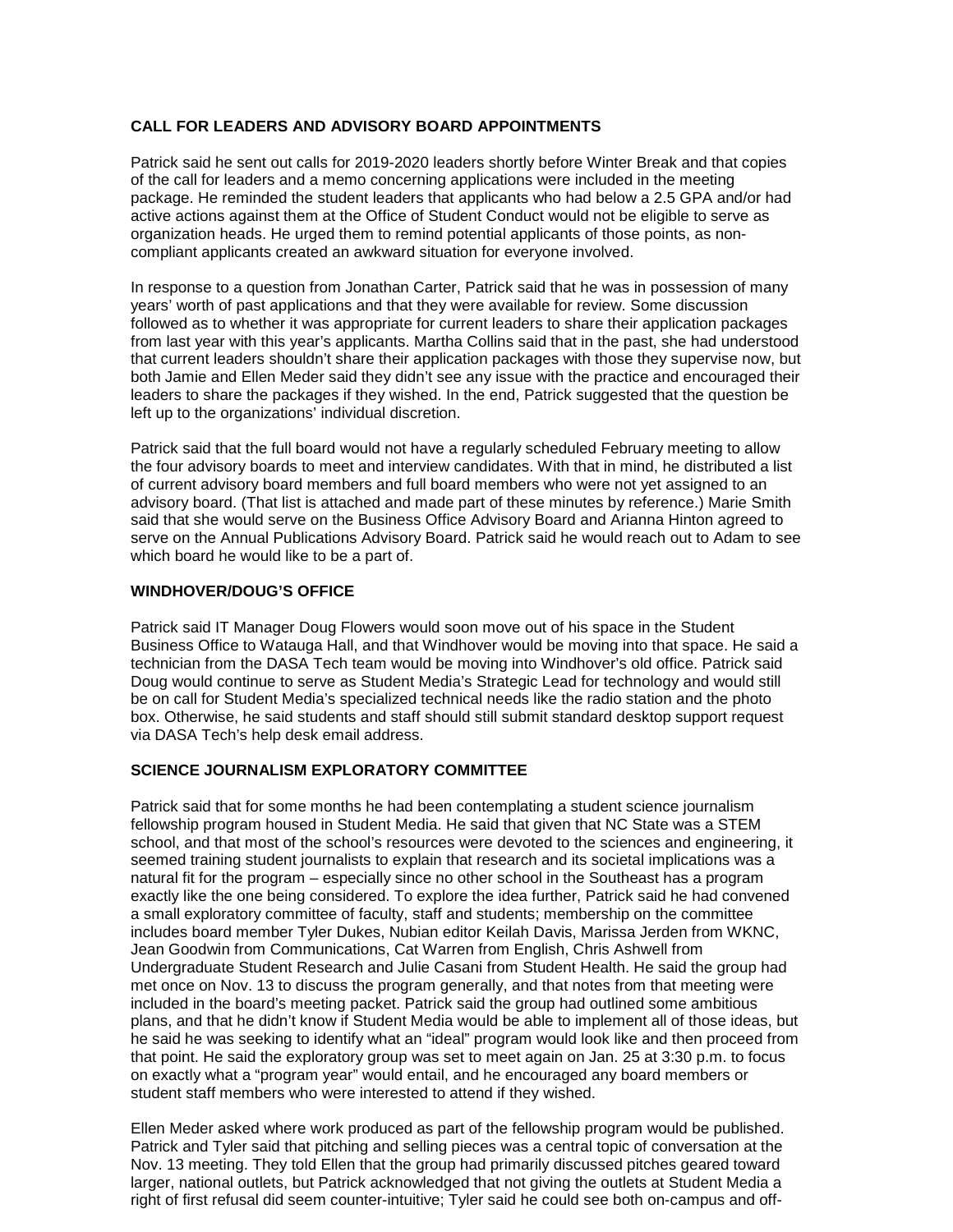## CALL FOR LEADERS AND ADVISORY BOARD APPOINTMENTS

Patrick said he sent out calls for 2019-2020 leaders shortly before Winter Break and that copies of the call for leaders and a memo concerning applications were included in the meeting package. He reminded the student leaders that applicants who had below a 2.5 GPA and/or had active actions against them at the Office of Student Conduct would not be eligible to serve as organization heads. He urged them to remind potential applicants of those points, as non-compliant applicants created an awkward situation for everyone involved.

In response to a question from Jonathan Carter, Patrick said that he was in possession of many years' worth of past applications and that they were available for review. Some discussion followed as to whether it was appropriate for current leaders to share their application packages from last year with this year's applicants. Martha Collins said that in the past, she had understood that current leaders shouldn't share their application packages with those they supervise now, but both Jamie and Ellen Meder said they didn't see any issue with the practice and encouraged their leaders to share the packages if they wished. In the end, Patrick suggested that the question be left up to the organizations' individual discretion.

Patrick said that the full board would not have a regularly scheduled February meeting to allow the four advisory boards to meet and interview candidates. With that in mind, he distributed a list of current advisory board members and full board members who were not yet assigned to an advisory board. (That list is attached and made part of these minutes by reference.) Marie Smith said that she would serve on the Business Office Advisory Board and Arianna Hinton agreed to serve on the Annual Publications Advisory Board. Patrick said he would reach out to Adam to see which board he would like to be a part of.

## WINDHOVER/DOUG'S OFFICE

Patrick said IT Manager Doug Flowers would soon move out of his space in the Student Business Office to Watauga Hall, and that Windhover would be moving into that space. He said a technician from the DASA Tech team would be moving into Windhover's old office. Patrick said Doug would continue to serve as Student Media's Strategic Lead for technology and would still be on call for Student Media's specialized technical needs like the radio station and the photo box. Otherwise, he said students and staff should still submit standard desktop support request via DASA Tech's help desk email address.

## SCIENCE JOURNALISM EXPLORATORY COMMITTEE

Patrick said that for some months he had been contemplating a student science journalism fellowship program housed in Student Media. He said that given that NC State was a STEM school, and that most of the school's resources were devoted to the sciences and engineering, it seemed training student journalists to explain that research and its societal implications was a natural fit for the program – especially since no other school in the Southeast has a program exactly like the one being considered. To explore the idea further, Patrick said he had convened a small exploratory committee of faculty, staff and students; membership on the committee includes board member Tyler Dukes, Nubian editor Keilah Davis, Marissa Jerden from WKNC, Jean Goodwin from Communications, Cat Warren from English, Chris Ashwell from Undergraduate Student Research and Julie Casani from Student Health. He said the group had met once on Nov. 13 to discuss the program generally, and that notes from that meeting were included in the board's meeting packet. Patrick said the group had outlined some ambitious plans, and that he didn't know if Student Media would be able to implement all of those ideas, but he said he was seeking to identify what an "ideal" program would look like and then proceed from that point. He said the exploratory group was set to meet again on Jan. 25 at 3:30 p.m. to focus on exactly what a "program year" would entail, and he encouraged any board members or student staff members who were interested to attend if they wished.

Ellen Meder asked where work produced as part of the fellowship program would be published. Patrick and Tyler said that pitching and selling pieces was a central topic of conversation at the Nov. 13 meeting. They told Ellen that the group had primarily discussed pitches geared toward larger, national outlets, but Patrick acknowledged that not giving the outlets at Student Media a right of first refusal did seem counter-intuitive; Tyler said he could see both on-campus and off-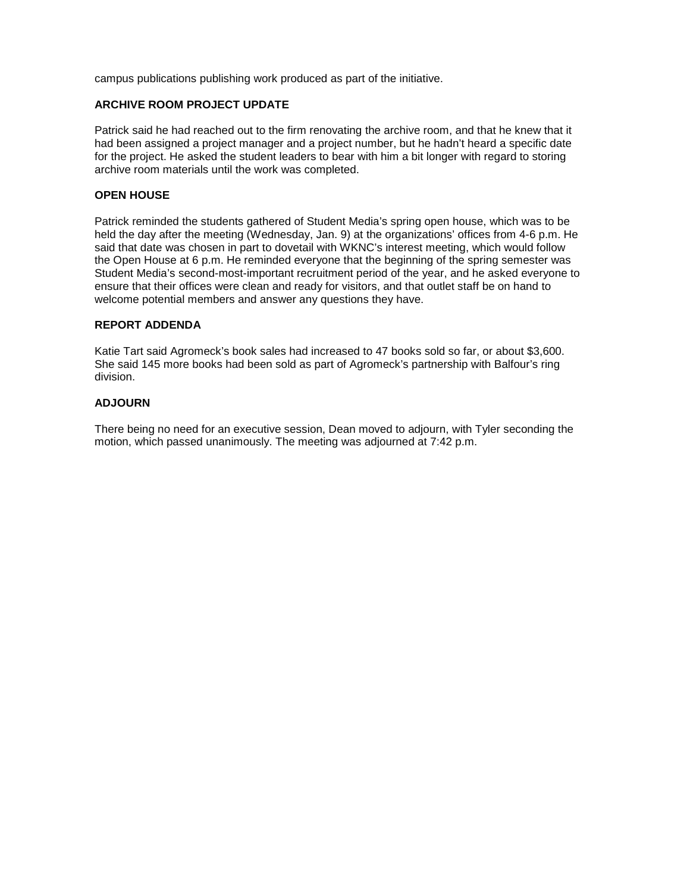campus publications publishing work produced as part of the initiative.

**ARCHIVE ROOM PROJECT UPDATE**

Patrick said he had reached out to the firm renovating the archive room, and that he knew that it had been assigned a project manager and a project number, but he hadn't heard a specific date for the project. He asked the student leaders to bear with him a bit longer with regard to storing archive room materials until the work was completed.

**OPEN HOUSE**

Patrick reminded the students gathered of Student Media's spring open house, which was to be held the day after the meeting (Wednesday, Jan. 9) at the organizations' offices from 4-6 p.m. He said that date was chosen in part to dovetail with WKNC's interest meeting, which would follow the Open House at 6 p.m. He reminded everyone that the beginning of the spring semester was Student Media's second-most-important recruitment period of the year, and he asked everyone to ensure that their offices were clean and ready for visitors, and that outlet staff be on hand to welcome potential members and answer any questions they have.

**REPORT ADDENDA**

Katie Tart said Agromeck's book sales had increased to 47 books sold so far, or about $3,600. She said 145 more books had been sold as part of Agromeck's partnership with Balfour's ring division.

**ADJOURN**

There being no need for an executive session, Dean moved to adjourn, with Tyler seconding the motion, which passed unanimously. The meeting was adjourned at 7:42 p.m.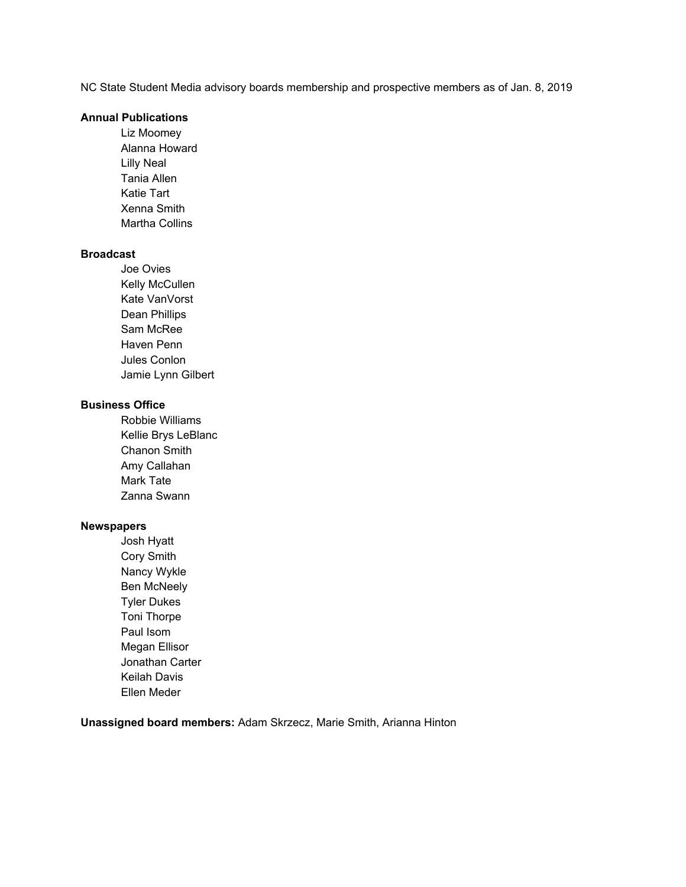NC State Student Media advisory boards membership and prospective members as of Jan. 8, 2019

**Annual Publications**

- Liz Moomey
- Alanna Howard
- Lilly Neal
- Tania Allen
- Katie Tart
- Xenna Smith
- Martha Collins

**Broadcast**

- Joe Ovies
- Kelly McCullen
- Kate VanVorst
- Dean Phillips
- Sam McRee
- Haven Penn
- Jules Conlon
- Jamie Lynn Gilbert

**Business Office**

- Robbie Williams
- Kellie Brys LeBlanc
- Chanon Smith
- Amy Callahan
- Mark Tate
- Zanna Swann

**Newspapers**

- Josh Hyatt
- Cory Smith
- Nancy Wykle
- Ben McNeely
- Tyler Dukes
- Toni Thorpe
- Paul Isom
- Megan Ellisor
- Jonathan Carter
- Keilah Davis
- Ellen Meder

**Unassigned board members:** Adam Skrzecz, Marie Smith, Arianna Hinton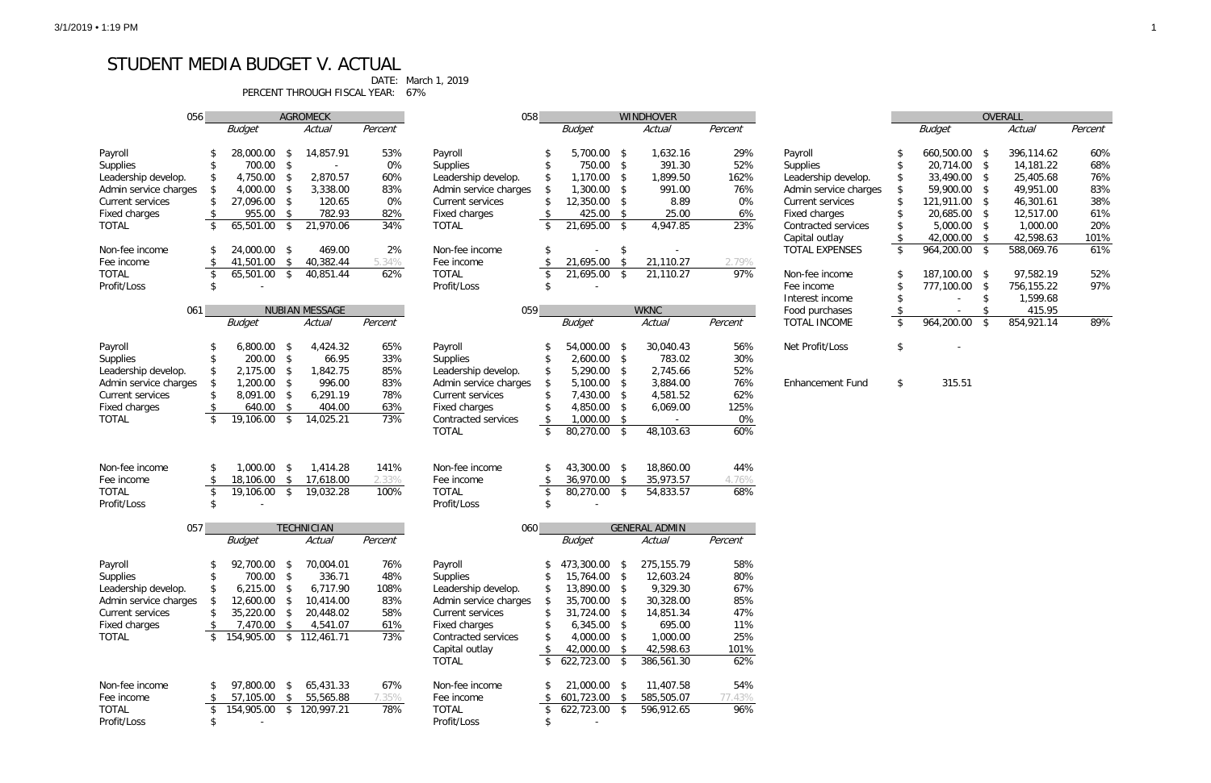# STUDENT MEDIA BUDGET V. ACTUAL

DATE: March 1, 2019

PERCENT THROUGH FISCAL YEAR: 67%

| 056 | AGROMECK | | |
|---|---|---|---|
| | *Budget* | *Actual* | *Percent* |
| Payroll | $ 28,000.00 | $ 14,857.91 | 53% |
| Supplies | $ 700.00 | $ - | 0% |
| Leadership develop. | $ 4,750.00 | $ 2,870.57 | 60% |
| Admin service charges | $ 4,000.00 | $ 3,338.00 | 83% |
| Current services | $ 27,096.00 | $ 120.65 | 0% |
| Fixed charges | $ 955.00 | $ 782.93 | 82% |
| TOTAL | $ 65,501.00 | $ 21,970.06 | 34% |
| Non-fee income | $ 24,000.00 | $ 469.00 | 2% |
| Fee income | $ 41,501.00 | $ 40,382.44 | 5.34% |
| TOTAL | $ 65,501.00 | $ 40,851.44 | 62% |
| Profit/Loss | $ - | | |

| 058 | WINDHOVER | | |
|---|---|---|---|
| | *Budget* | *Actual* | *Percent* |
| Payroll | $ 5,700.00 | $ 1,632.16 | 29% |
| Supplies | $ 750.00 | $ 391.30 | 52% |
| Leadership develop. | $ 1,170.00 | $ 1,899.50 | 162% |
| Admin service charges | $ 1,300.00 | $ 991.00 | 76% |
| Current services | $ 12,350.00 | $ 8.89 | 0% |
| Fixed charges | $ 425.00 | $ 25.00 | 6% |
| TOTAL | $ 21,695.00 | $ 4,947.85 | 23% |
| Non-fee income | $ - | $ - | |
| Fee income | $ 21,695.00 | $ 21,110.27 | 2.79% |
| TOTAL | $ 21,695.00 | $ 21,110.27 | 97% |
| Profit/Loss | $ - | | |

| 061 | NUBIAN MESSAGE | | |
|---|---|---|---|
| | *Budget* | *Actual* | *Percent* |
| Payroll | $ 6,800.00 | $ 4,424.32 | 65% |
| Supplies | $ 200.00 | $ 66.95 | 33% |
| Leadership develop. | $ 2,175.00 | $ 1,842.75 | 85% |
| Admin service charges | $ 1,200.00 | $ 996.00 | 83% |
| Current services | $ 8,091.00 | $ 6,291.19 | 78% |
| Fixed charges | $ 640.00 | $ 404.00 | 63% |
| TOTAL | $ 19,106.00 | $ 14,025.21 | 73% |
| Non-fee income | $ 1,000.00 | $ 1,414.28 | 141% |
| Fee income | $ 18,106.00 | $ 17,618.00 | 2.33% |
| TOTAL | $ 19,106.00 | $ 19,032.28 | 100% |
| Profit/Loss | $ - | | |

| 059 | WKNC | | |
|---|---|---|---|
| | *Budget* | *Actual* | *Percent* |
| Payroll | $ 54,000.00 | $ 30,040.43 | 56% |
| Supplies | $ 2,600.00 | $ 783.02 | 30% |
| Leadership develop. | $ 5,290.00 | $ 2,745.66 | 52% |
| Admin service charges | $ 5,100.00 | $ 3,884.00 | 76% |
| Current services | $ 7,430.00 | $ 4,581.52 | 62% |
| Fixed charges | $ 4,850.00 | $ 6,069.00 | 125% |
| Contracted services | $ 1,000.00 | $ - | 0% |
| TOTAL | $ 80,270.00 | $ 48,103.63 | 60% |
| Non-fee income | $ 43,300.00 | $ 18,860.00 | 44% |
| Fee income | $ 36,970.00 | $ 35,973.57 | 4.76% |
| TOTAL | $ 80,270.00 | $ 54,833.57 | 68% |
| Profit/Loss | $ - | | |

| 057 | TECHNICIAN | | |
|---|---|---|---|
| | *Budget* | *Actual* | *Percent* |
| Payroll | $ 92,700.00 | $ 70,004.01 | 76% |
| Supplies | $ 700.00 | $ 336.71 | 48% |
| Leadership develop. | $ 6,215.00 | $ 6,717.90 | 108% |
| Admin service charges | $ 12,600.00 | $ 10,414.00 | 83% |
| Current services | $ 35,220.00 | $ 20,448.02 | 58% |
| Fixed charges | $ 7,470.00 | $ 4,541.07 | 61% |
| TOTAL | $ 154,905.00 | $ 112,461.71 | 73% |
| Non-fee income | $ 97,800.00 | $ 65,431.33 | 67% |
| Fee income | $ 57,105.00 | $ 55,565.88 | 7.35% |
| TOTAL | $ 154,905.00 | $ 120,997.21 | 78% |
| Profit/Loss | $ - | | |

| 060 | GENERAL ADMIN | | |
|---|---|---|---|
| | *Budget* | *Actual* | *Percent* |
| Payroll | $ 473,300.00 | $ 275,155.79 | 58% |
| Supplies | $ 15,764.00 | $ 12,603.24 | 80% |
| Leadership develop. | $ 13,890.00 | $ 9,329.30 | 67% |
| Admin service charges | $ 35,700.00 | $ 30,328.00 | 85% |
| Current services | $ 31,724.00 | $ 14,851.34 | 47% |
| Fixed charges | $ 6,345.00 | $ 695.00 | 11% |
| Contracted services | $ 4,000.00 | $ 1,000.00 | 25% |
| Capital outlay | $ 42,000.00 | $ 42,598.63 | 101% |
| TOTAL | $ 622,723.00 | $ 386,561.30 | 62% |
| Non-fee income | $ 21,000.00 | $ 11,407.58 | 54% |
| Fee income | $ 601,723.00 | $ 585,505.07 | 77.43% |
| TOTAL | $ 622,723.00 | $ 596,912.65 | 96% |
| Profit/Loss | $ - | | |

| | OVERALL | | |
|---|---|---|---|
| | *Budget* | *Actual* | *Percent* |
| Payroll | $ 660,500.00 | $ 396,114.62 | 60% |
| Supplies | $ 20,714.00 | $ 14,181.22 | 68% |
| Leadership develop. | $ 33,490.00 | $ 25,405.68 | 76% |
| Admin service charges | $ 59,900.00 | $ 49,951.00 | 83% |
| Current services | $ 121,911.00 | $ 46,301.61 | 38% |
| Fixed charges | $ 20,685.00 | $ 12,517.00 | 61% |
| Contracted services | $ 5,000.00 | $ 1,000.00 | 20% |
| Capital outlay | $ 42,000.00 | $ 42,598.63 | 101% |
| TOTAL EXPENSES | $ 964,200.00 | $ 588,069.76 | 61% |
| Non-fee income | $ 187,100.00 | $ 97,582.19 | 52% |
| Fee income | $ 777,100.00 | $ 756,155.22 | 97% |
| Interest income | $ - | $ 1,599.68 | |
| Food purchases | $ - | $ 415.95 | |
| TOTAL INCOME | $ 964,200.00 | $ 854,921.14 | 89% |
| Net Profit/Loss | $ - | | |
| Enhancement Fund | $ 315.51 | | |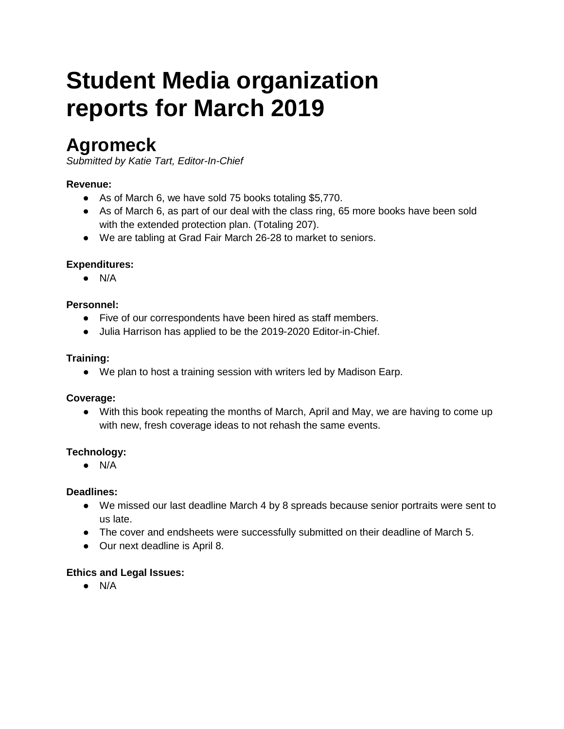# Student Media organization reports for March 2019

## Agromeck

*Submitted by Katie Tart, Editor-In-Chief*

**Revenue:**

- As of March 6, we have sold 75 books totaling $5,770.
- As of March 6, as part of our deal with the class ring, 65 more books have been sold with the extended protection plan. (Totaling 207).
- We are tabling at Grad Fair March 26-28 to market to seniors.

**Expenditures:**

- N/A

**Personnel:**

- Five of our correspondents have been hired as staff members.
- Julia Harrison has applied to be the 2019-2020 Editor-in-Chief.

**Training:**

- We plan to host a training session with writers led by Madison Earp.

**Coverage:**

- With this book repeating the months of March, April and May, we are having to come up with new, fresh coverage ideas to not rehash the same events.

**Technology:**

- N/A

**Deadlines:**

- We missed our last deadline March 4 by 8 spreads because senior portraits were sent to us late.
- The cover and endsheets were successfully submitted on their deadline of March 5.
- Our next deadline is April 8.

**Ethics and Legal Issues:**

- N/A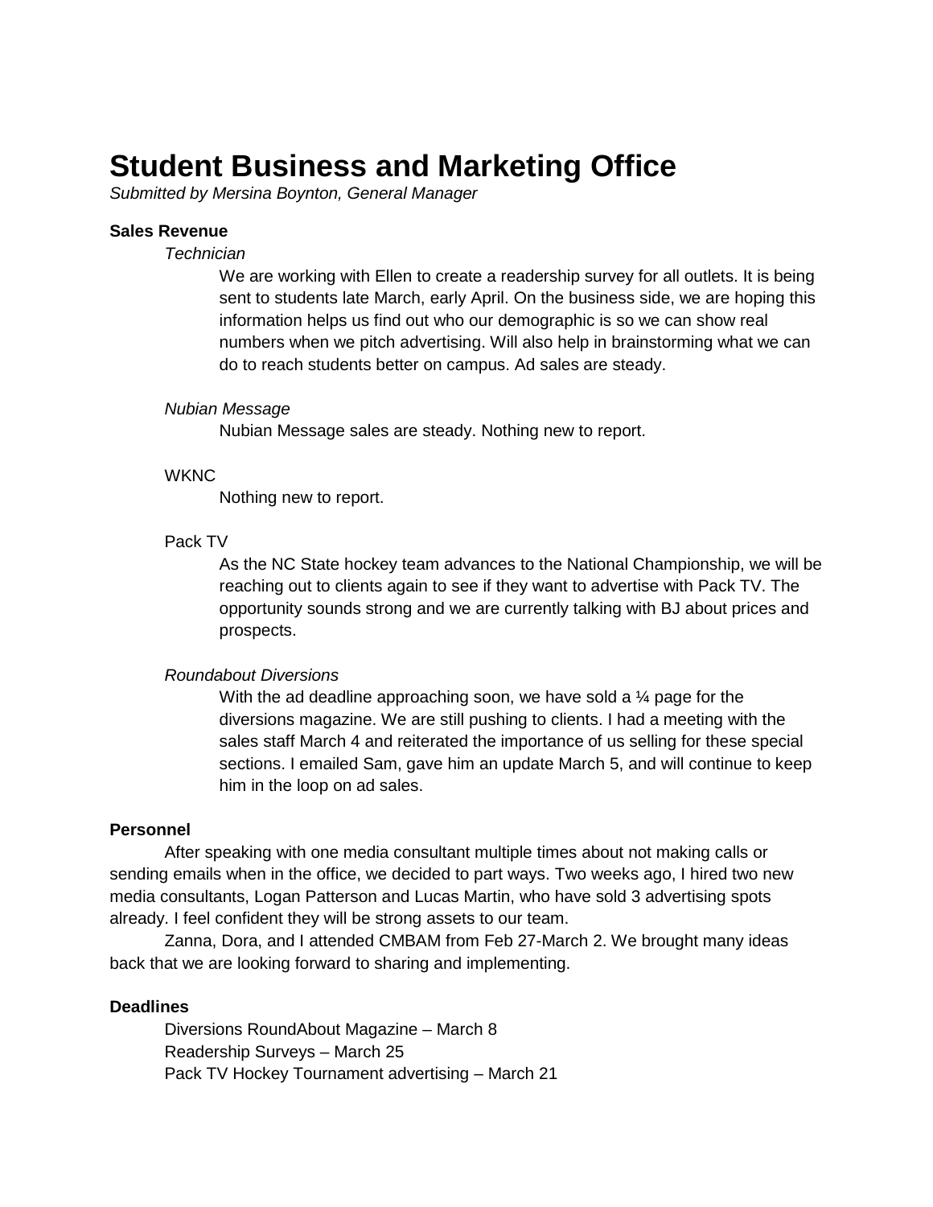# Student Business and Marketing Office

*Submitted by Mersina Boynton, General Manager*

**Sales Revenue**

*Technician*

We are working with Ellen to create a readership survey for all outlets. It is being sent to students late March, early April. On the business side, we are hoping this information helps us find out who our demographic is so we can show real numbers when we pitch advertising. Will also help in brainstorming what we can do to reach students better on campus. Ad sales are steady.

*Nubian Message*

Nubian Message sales are steady. Nothing new to report.

WKNC

Nothing new to report.

Pack TV

As the NC State hockey team advances to the National Championship, we will be reaching out to clients again to see if they want to advertise with Pack TV. The opportunity sounds strong and we are currently talking with BJ about prices and prospects.

*Roundabout Diversions*

With the ad deadline approaching soon, we have sold a ¼ page for the diversions magazine. We are still pushing to clients. I had a meeting with the sales staff March 4 and reiterated the importance of us selling for these special sections. I emailed Sam, gave him an update March 5, and will continue to keep him in the loop on ad sales.

**Personnel**

After speaking with one media consultant multiple times about not making calls or sending emails when in the office, we decided to part ways. Two weeks ago, I hired two new media consultants, Logan Patterson and Lucas Martin, who have sold 3 advertising spots already. I feel confident they will be strong assets to our team.

Zanna, Dora, and I attended CMBAM from Feb 27-March 2. We brought many ideas back that we are looking forward to sharing and implementing.

**Deadlines**

Diversions RoundAbout Magazine – March 8
Readership Surveys – March 25
Pack TV Hockey Tournament advertising – March 21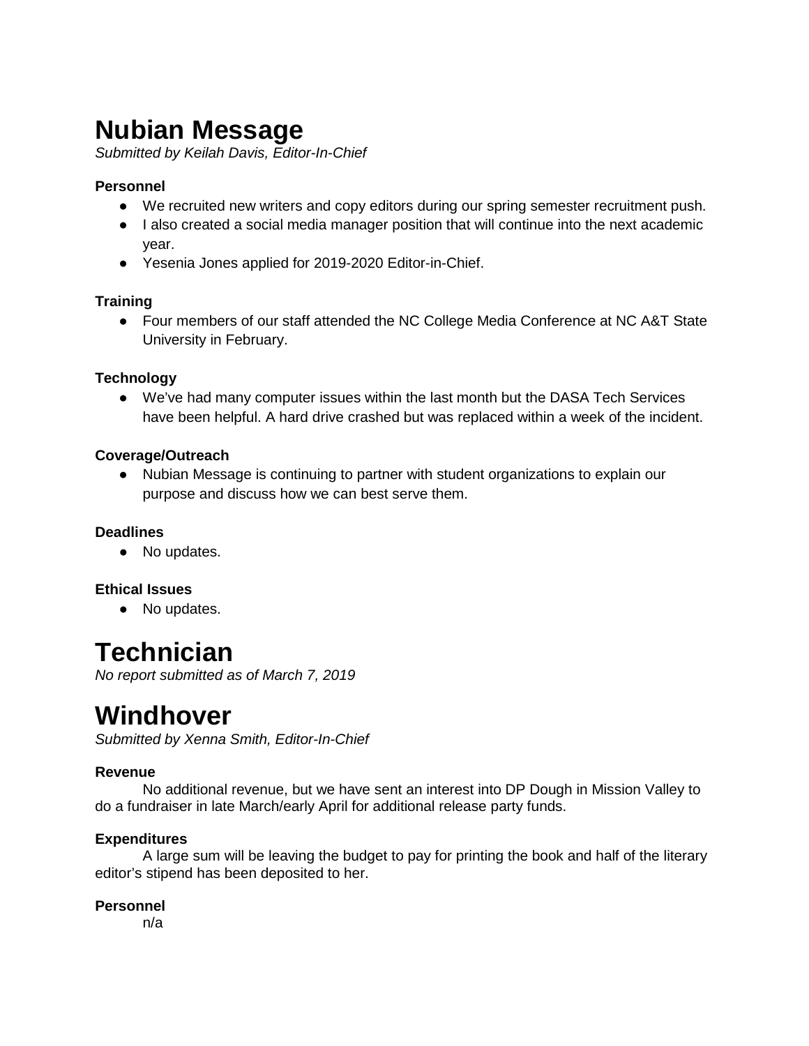# Nubian Message

*Submitted by Keilah Davis, Editor-In-Chief*

**Personnel**

- We recruited new writers and copy editors during our spring semester recruitment push.
- I also created a social media manager position that will continue into the next academic year.
- Yesenia Jones applied for 2019-2020 Editor-in-Chief.

**Training**

- Four members of our staff attended the NC College Media Conference at NC A&T State University in February.

**Technology**

- We've had many computer issues within the last month but the DASA Tech Services have been helpful. A hard drive crashed but was replaced within a week of the incident.

**Coverage/Outreach**

- Nubian Message is continuing to partner with student organizations to explain our purpose and discuss how we can best serve them.

**Deadlines**

- No updates.

**Ethical Issues**

- No updates.

# Technician

*No report submitted as of March 7, 2019*

# Windhover

*Submitted by Xenna Smith, Editor-In-Chief*

**Revenue**

No additional revenue, but we have sent an interest into DP Dough in Mission Valley to do a fundraiser in late March/early April for additional release party funds.

**Expenditures**

A large sum will be leaving the budget to pay for printing the book and half of the literary editor's stipend has been deposited to her.

**Personnel**

n/a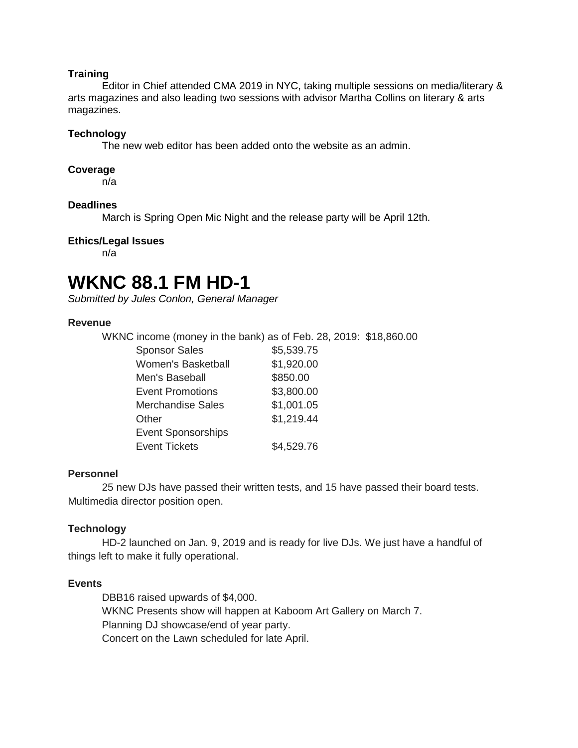**Training**

Editor in Chief attended CMA 2019 in NYC, taking multiple sessions on media/literary & arts magazines and also leading two sessions with advisor Martha Collins on literary & arts magazines.

**Technology**

The new web editor has been added onto the website as an admin.

**Coverage**

n/a

**Deadlines**

March is Spring Open Mic Night and the release party will be April 12th.

**Ethics/Legal Issues**

n/a

# WKNC 88.1 FM HD-1

*Submitted by Jules Conlon, General Manager*

**Revenue**

WKNC income (money in the bank) as of Feb. 28, 2019: $18,860.00

| | |
|---|---|
| Sponsor Sales | $5,539.75 |
| Women's Basketball | $1,920.00 |
| Men's Baseball | $850.00 |
| Event Promotions | $3,800.00 |
| Merchandise Sales | $1,001.05 |
| Other | $1,219.44 |
| Event Sponsorships | |
| Event Tickets | $4,529.76 |

**Personnel**

25 new DJs have passed their written tests, and 15 have passed their board tests. Multimedia director position open.

**Technology**

HD-2 launched on Jan. 9, 2019 and is ready for live DJs. We just have a handful of things left to make it fully operational.

**Events**

DBB16 raised upwards of $4,000.

WKNC Presents show will happen at Kaboom Art Gallery on March 7.

Planning DJ showcase/end of year party.

Concert on the Lawn scheduled for late April.